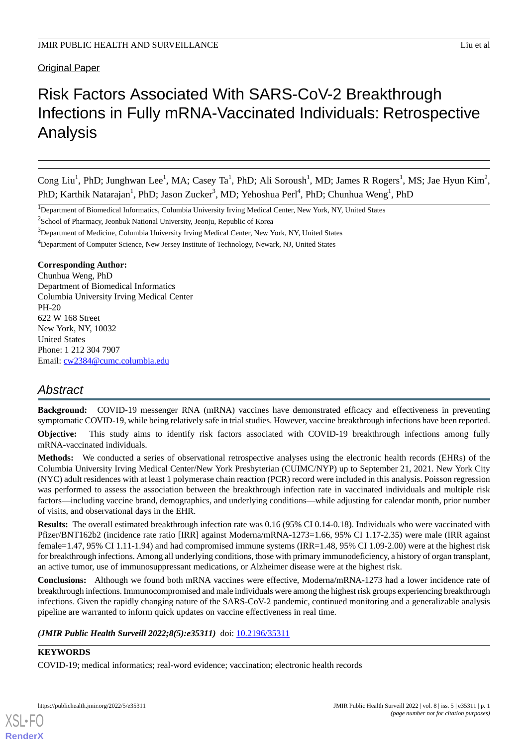Original Paper

# Risk Factors Associated With SARS-CoV-2 Breakthrough Infections in Fully mRNA-Vaccinated Individuals: Retrospective Analysis

Cong Liu[1], PhD; Junghwan Lee[1], MA; Casey Ta[1], PhD; Ali Soroush[1], MD; James R Rogers[1], MS; Jae Hyun Kim[2], PhD; Karthik Natarajan[1], PhD; Jason Zucker[3], MD; Yehoshua Perl[4], PhD; Chunhua Weng[1], PhD

[1]Department of Biomedical Informatics, Columbia University Irving Medical Center, New York, NY, United States

[2]School of Pharmacy, Jeonbuk National University, Jeonju, Republic of Korea

[3]Department of Medicine, Columbia University Irving Medical Center, New York, NY, United States

[4]Department of Computer Science, New Jersey Institute of Technology, Newark, NJ, United States

**Corresponding Author:**
Chunhua Weng, PhD
Department of Biomedical Informatics
Columbia University Irving Medical Center
PH-20
622 W 168 Street
New York, NY, 10032
United States
Phone: 1 212 304 7907
Email: cw2384@cumc.columbia.edu

## Abstract

**Background:** COVID-19 messenger RNA (mRNA) vaccines have demonstrated efficacy and effectiveness in preventing symptomatic COVID-19, while being relatively safe in trial studies. However, vaccine breakthrough infections have been reported.

**Objective:** This study aims to identify risk factors associated with COVID-19 breakthrough infections among fully mRNA-vaccinated individuals.

**Methods:** We conducted a series of observational retrospective analyses using the electronic health records (EHRs) of the Columbia University Irving Medical Center/New York Presbyterian (CUIMC/NYP) up to September 21, 2021. New York City (NYC) adult residences with at least 1 polymerase chain reaction (PCR) record were included in this analysis. Poisson regression was performed to assess the association between the breakthrough infection rate in vaccinated individuals and multiple risk factors—including vaccine brand, demographics, and underlying conditions—while adjusting for calendar month, prior number of visits, and observational days in the EHR.

**Results:** The overall estimated breakthrough infection rate was 0.16 (95% CI 0.14-0.18). Individuals who were vaccinated with Pfizer/BNT162b2 (incidence rate ratio [IRR] against Moderna/mRNA-1273=1.66, 95% CI 1.17-2.35) were male (IRR against female=1.47, 95% CI 1.11-1.94) and had compromised immune systems (IRR=1.48, 95% CI 1.09-2.00) were at the highest risk for breakthrough infections. Among all underlying conditions, those with primary immunodeficiency, a history of organ transplant, an active tumor, use of immunosuppressant medications, or Alzheimer disease were at the highest risk.

**Conclusions:** Although we found both mRNA vaccines were effective, Moderna/mRNA-1273 had a lower incidence rate of breakthrough infections. Immunocompromised and male individuals were among the highest risk groups experiencing breakthrough infections. Given the rapidly changing nature of the SARS-CoV-2 pandemic, continued monitoring and a generalizable analysis pipeline are warranted to inform quick updates on vaccine effectiveness in real time.

***(JMIR Public Health Surveill 2022;8(5):e35311)*** doi: 10.2196/35311

**KEYWORDS**

COVID-19; medical informatics; real-word evidence; vaccination; electronic health records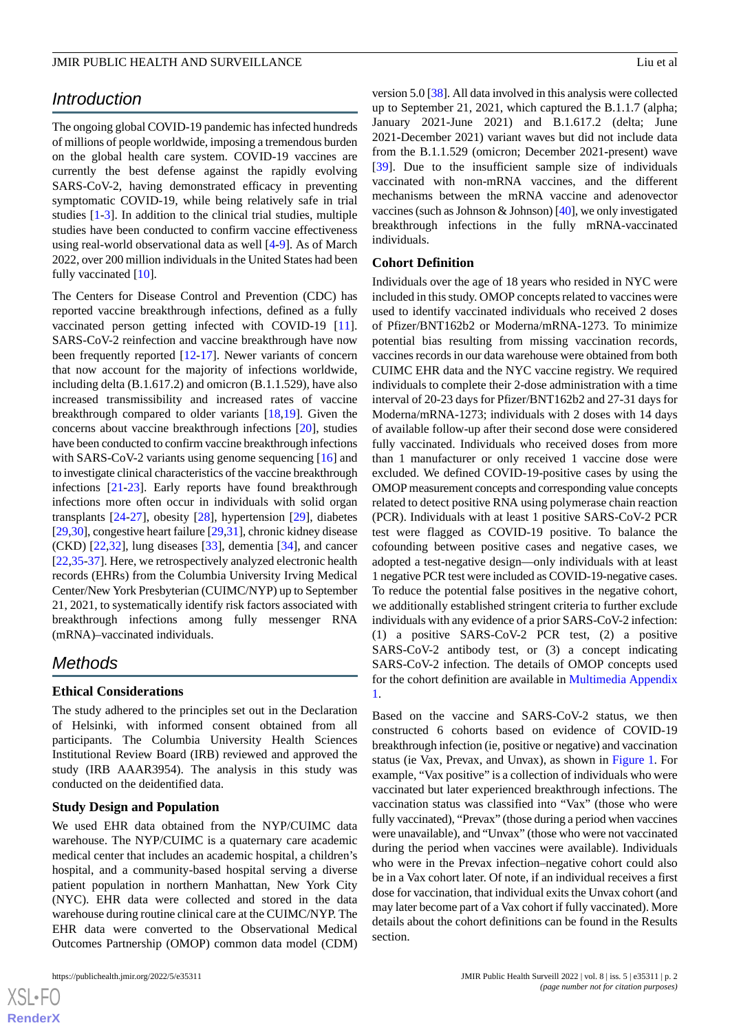## Introduction

The ongoing global COVID-19 pandemic has infected hundreds of millions of people worldwide, imposing a tremendous burden on the global health care system. COVID-19 vaccines are currently the best defense against the rapidly evolving SARS-CoV-2, having demonstrated efficacy in preventing symptomatic COVID-19, while being relatively safe in trial studies [1-3]. In addition to the clinical trial studies, multiple studies have been conducted to confirm vaccine effectiveness using real-world observational data as well [4-9]. As of March 2022, over 200 million individuals in the United States had been fully vaccinated [10].

The Centers for Disease Control and Prevention (CDC) has reported vaccine breakthrough infections, defined as a fully vaccinated person getting infected with COVID-19 [11]. SARS-CoV-2 reinfection and vaccine breakthrough have now been frequently reported [12-17]. Newer variants of concern that now account for the majority of infections worldwide, including delta (B.1.617.2) and omicron (B.1.1.529), have also increased transmissibility and increased rates of vaccine breakthrough compared to older variants [18,19]. Given the concerns about vaccine breakthrough infections [20], studies have been conducted to confirm vaccine breakthrough infections with SARS-CoV-2 variants using genome sequencing [16] and to investigate clinical characteristics of the vaccine breakthrough infections [21-23]. Early reports have found breakthrough infections more often occur in individuals with solid organ transplants [24-27], obesity [28], hypertension [29], diabetes [29,30], congestive heart failure [29,31], chronic kidney disease (CKD) [22,32], lung diseases [33], dementia [34], and cancer [22,35-37]. Here, we retrospectively analyzed electronic health records (EHRs) from the Columbia University Irving Medical Center/New York Presbyterian (CUIMC/NYP) up to September 21, 2021, to systematically identify risk factors associated with breakthrough infections among fully messenger RNA (mRNA)–vaccinated individuals.

## Methods

### Ethical Considerations

The study adhered to the principles set out in the Declaration of Helsinki, with informed consent obtained from all participants. The Columbia University Health Sciences Institutional Review Board (IRB) reviewed and approved the study (IRB AAAR3954). The analysis in this study was conducted on the deidentified data.

### Study Design and Population

We used EHR data obtained from the NYP/CUIMC data warehouse. The NYP/CUIMC is a quaternary care academic medical center that includes an academic hospital, a children's hospital, and a community-based hospital serving a diverse patient population in northern Manhattan, New York City (NYC). EHR data were collected and stored in the data warehouse during routine clinical care at the CUIMC/NYP. The EHR data were converted to the Observational Medical Outcomes Partnership (OMOP) common data model (CDM) version 5.0 [38]. All data involved in this analysis were collected up to September 21, 2021, which captured the B.1.1.7 (alpha; January 2021-June 2021) and B.1.617.2 (delta; June 2021-December 2021) variant waves but did not include data from the B.1.1.529 (omicron; December 2021-present) wave [39]. Due to the insufficient sample size of individuals vaccinated with non-mRNA vaccines, and the different mechanisms between the mRNA vaccine and adenovector vaccines (such as Johnson & Johnson) [40], we only investigated breakthrough infections in the fully mRNA-vaccinated individuals.

### Cohort Definition

Individuals over the age of 18 years who resided in NYC were included in this study. OMOP concepts related to vaccines were used to identify vaccinated individuals who received 2 doses of Pfizer/BNT162b2 or Moderna/mRNA-1273. To minimize potential bias resulting from missing vaccination records, vaccines records in our data warehouse were obtained from both CUIMC EHR data and the NYC vaccine registry. We required individuals to complete their 2-dose administration with a time interval of 20-23 days for Pfizer/BNT162b2 and 27-31 days for Moderna/mRNA-1273; individuals with 2 doses with 14 days of available follow-up after their second dose were considered fully vaccinated. Individuals who received doses from more than 1 manufacturer or only received 1 vaccine dose were excluded. We defined COVID-19-positive cases by using the OMOP measurement concepts and corresponding value concepts related to detect positive RNA using polymerase chain reaction (PCR). Individuals with at least 1 positive SARS-CoV-2 PCR test were flagged as COVID-19 positive. To balance the cofounding between positive cases and negative cases, we adopted a test-negative design—only individuals with at least 1 negative PCR test were included as COVID-19-negative cases. To reduce the potential false positives in the negative cohort, we additionally established stringent criteria to further exclude individuals with any evidence of a prior SARS-CoV-2 infection: (1) a positive SARS-CoV-2 PCR test, (2) a positive SARS-CoV-2 antibody test, or (3) a concept indicating SARS-CoV-2 infection. The details of OMOP concepts used for the cohort definition are available in Multimedia Appendix 1.

Based on the vaccine and SARS-CoV-2 status, we then constructed 6 cohorts based on evidence of COVID-19 breakthrough infection (ie, positive or negative) and vaccination status (ie Vax, Prevax, and Unvax), as shown in Figure 1. For example, "Vax positive" is a collection of individuals who were vaccinated but later experienced breakthrough infections. The vaccination status was classified into "Vax" (those who were fully vaccinated), "Prevax" (those during a period when vaccines were unavailable), and "Unvax" (those who were not vaccinated during the period when vaccines were available). Individuals who were in the Prevax infection–negative cohort could also be in a Vax cohort later. Of note, if an individual receives a first dose for vaccination, that individual exits the Unvax cohort (and may later become part of a Vax cohort if fully vaccinated). More details about the cohort definitions can be found in the Results section.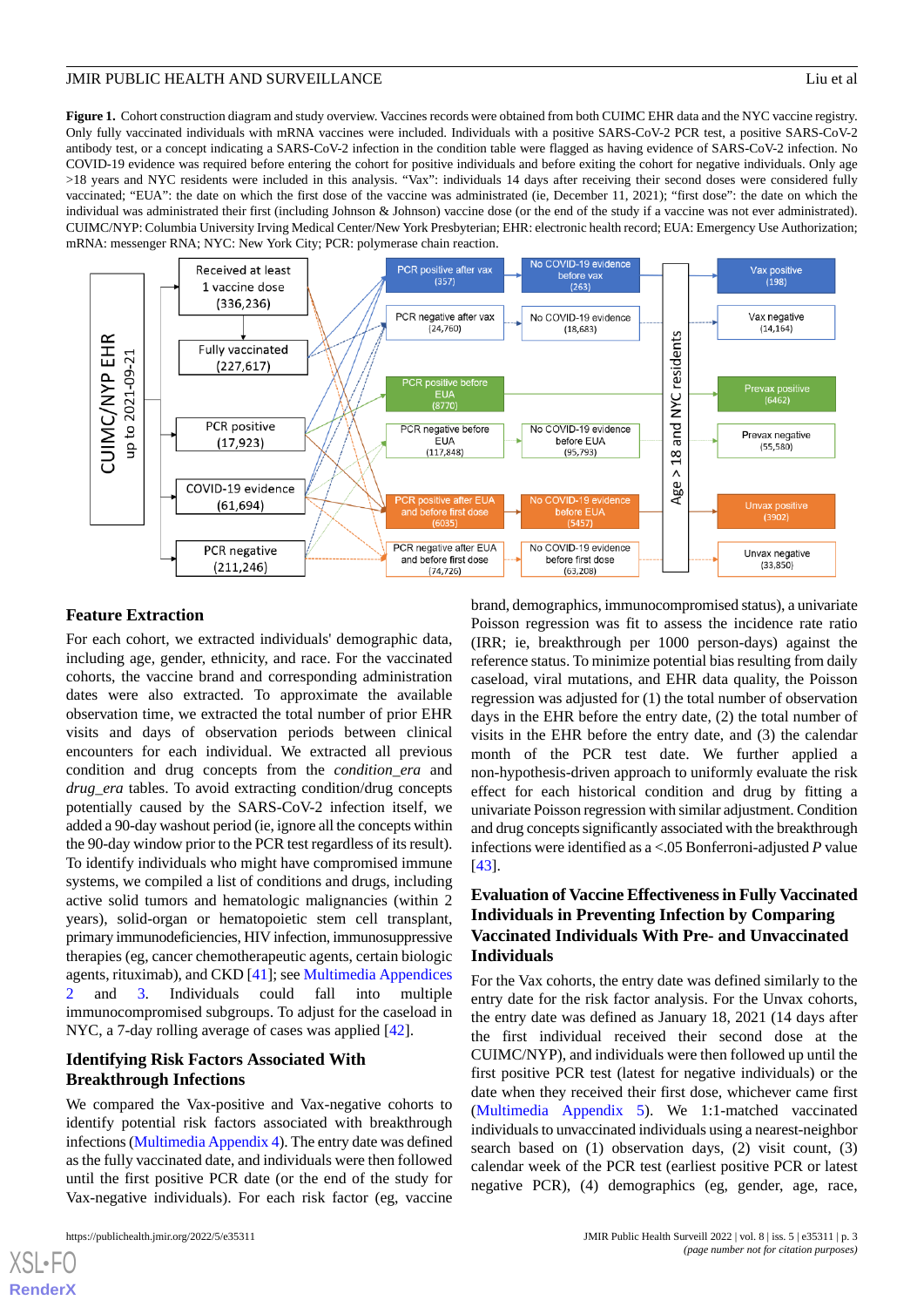**Figure 1.** Cohort construction diagram and study overview. Vaccines records were obtained from both CUIMC EHR data and the NYC vaccine registry. Only fully vaccinated individuals with mRNA vaccines were included. Individuals with a positive SARS-CoV-2 PCR test, a positive SARS-CoV-2 antibody test, or a concept indicating a SARS-CoV-2 infection in the condition table were flagged as having evidence of SARS-CoV-2 infection. No COVID-19 evidence was required before entering the cohort for positive individuals and before exiting the cohort for negative individuals. Only age >18 years and NYC residents were included in this analysis. "Vax": individuals 14 days after receiving their second doses were considered fully vaccinated; "EUA": the date on which the first dose of the vaccine was administrated (ie, December 11, 2021); "first dose": the date on which the individual was administrated their first (including Johnson & Johnson) vaccine dose (or the end of the study if a vaccine was not ever administrated). CUIMC/NYP: Columbia University Irving Medical Center/New York Presbyterian; EHR: electronic health record; EUA: Emergency Use Authorization; mRNA: messenger RNA; NYC: New York City; PCR: polymerase chain reaction.

### Feature Extraction

For each cohort, we extracted individuals' demographic data, including age, gender, ethnicity, and race. For the vaccinated cohorts, the vaccine brand and corresponding administration dates were also extracted. To approximate the available observation time, we extracted the total number of prior EHR visits and days of observation periods between clinical encounters for each individual. We extracted all previous condition and drug concepts from the *condition_era* and *drug_era* tables. To avoid extracting condition/drug concepts potentially caused by the SARS-CoV-2 infection itself, we added a 90-day washout period (ie, ignore all the concepts within the 90-day window prior to the PCR test regardless of its result). To identify individuals who might have compromised immune systems, we compiled a list of conditions and drugs, including active solid tumors and hematologic malignancies (within 2 years), solid-organ or hematopoietic stem cell transplant, primary immunodeficiencies, HIV infection, immunosuppressive therapies (eg, cancer chemotherapeutic agents, certain biologic agents, rituximab), and CKD [41]; see Multimedia Appendices 2 and 3. Individuals could fall into multiple immunocompromised subgroups. To adjust for the caseload in NYC, a 7-day rolling average of cases was applied [42].

### Identifying Risk Factors Associated With Breakthrough Infections

We compared the Vax-positive and Vax-negative cohorts to identify potential risk factors associated with breakthrough infections (Multimedia Appendix 4). The entry date was defined as the fully vaccinated date, and individuals were then followed until the first positive PCR date (or the end of the study for Vax-negative individuals). For each risk factor (eg, vaccine brand, demographics, immunocompromised status), a univariate Poisson regression was fit to assess the incidence rate ratio (IRR; ie, breakthrough per 1000 person-days) against the reference status. To minimize potential bias resulting from daily caseload, viral mutations, and EHR data quality, the Poisson regression was adjusted for (1) the total number of observation days in the EHR before the entry date, (2) the total number of visits in the EHR before the entry date, and (3) the calendar month of the PCR test date. We further applied a non-hypothesis-driven approach to uniformly evaluate the risk effect for each historical condition and drug by fitting a univariate Poisson regression with similar adjustment. Condition and drug concepts significantly associated with the breakthrough infections were identified as a <.05 Bonferroni-adjusted *P* value [43].

### Evaluation of Vaccine Effectiveness in Fully Vaccinated Individuals in Preventing Infection by Comparing Vaccinated Individuals With Pre- and Unvaccinated Individuals

For the Vax cohorts, the entry date was defined similarly to the entry date for the risk factor analysis. For the Unvax cohorts, the entry date was defined as January 18, 2021 (14 days after the first individual received their second dose at the CUIMC/NYP), and individuals were then followed up until the first positive PCR test (latest for negative individuals) or the date when they received their first dose, whichever came first (Multimedia Appendix 5). We 1:1-matched vaccinated individuals to unvaccinated individuals using a nearest-neighbor search based on (1) observation days, (2) visit count, (3) calendar week of the PCR test (earliest positive PCR or latest negative PCR), (4) demographics (eg, gender, age, race,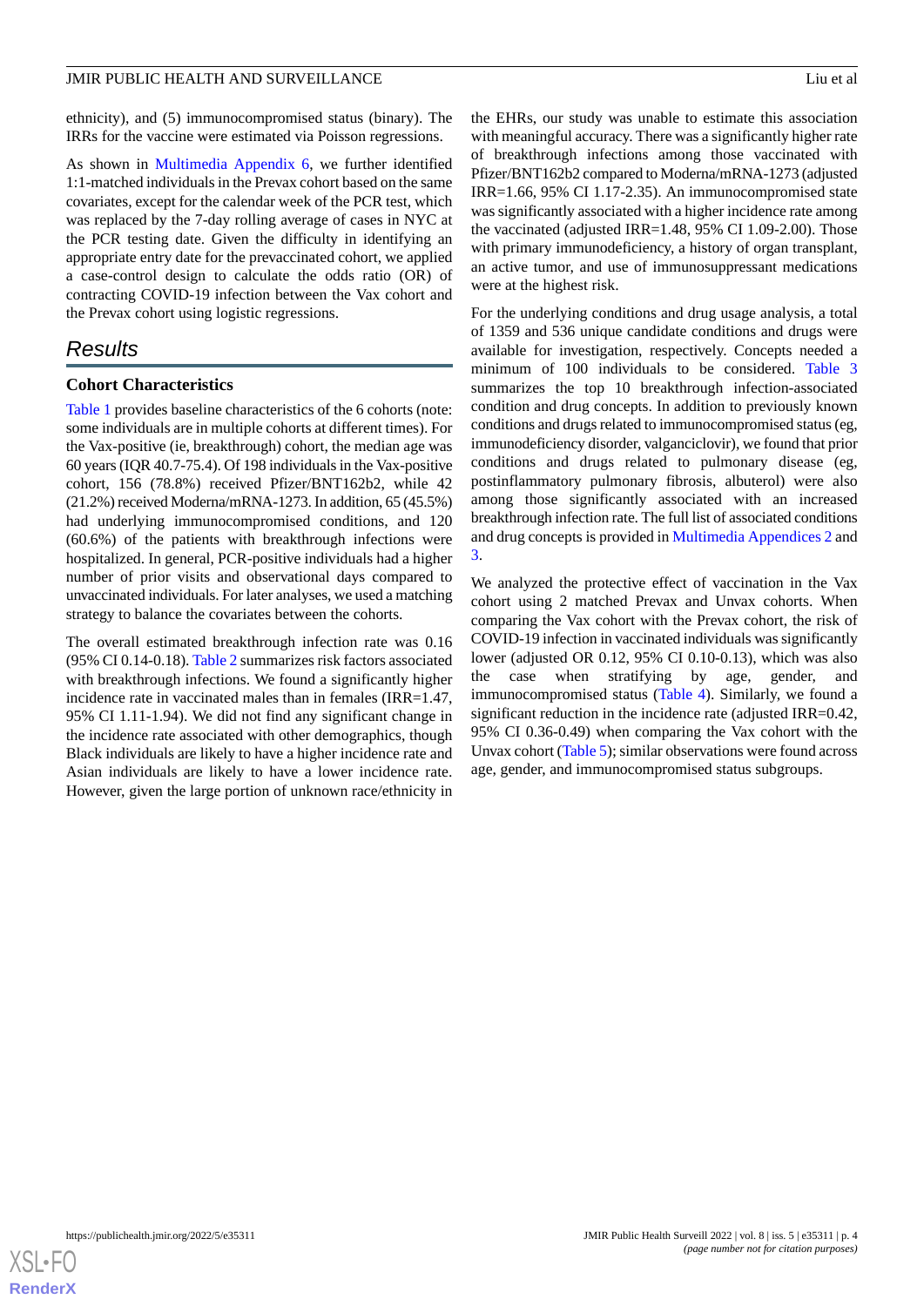ethnicity), and (5) immunocompromised status (binary). The IRRs for the vaccine were estimated via Poisson regressions.

As shown in Multimedia Appendix 6, we further identified 1:1-matched individuals in the Prevax cohort based on the same covariates, except for the calendar week of the PCR test, which was replaced by the 7-day rolling average of cases in NYC at the PCR testing date. Given the difficulty in identifying an appropriate entry date for the prevaccinated cohort, we applied a case-control design to calculate the odds ratio (OR) of contracting COVID-19 infection between the Vax cohort and the Prevax cohort using logistic regressions.

## Results

### Cohort Characteristics

Table 1 provides baseline characteristics of the 6 cohorts (note: some individuals are in multiple cohorts at different times). For the Vax-positive (ie, breakthrough) cohort, the median age was 60 years (IQR 40.7-75.4). Of 198 individuals in the Vax-positive cohort, 156 (78.8%) received Pfizer/BNT162b2, while 42 (21.2%) received Moderna/mRNA-1273. In addition, 65 (45.5%) had underlying immunocompromised conditions, and 120 (60.6%) of the patients with breakthrough infections were hospitalized. In general, PCR-positive individuals had a higher number of prior visits and observational days compared to unvaccinated individuals. For later analyses, we used a matching strategy to balance the covariates between the cohorts.

The overall estimated breakthrough infection rate was 0.16 (95% CI 0.14-0.18). Table 2 summarizes risk factors associated with breakthrough infections. We found a significantly higher incidence rate in vaccinated males than in females (IRR=1.47, 95% CI 1.11-1.94). We did not find any significant change in the incidence rate associated with other demographics, though Black individuals are likely to have a higher incidence rate and Asian individuals are likely to have a lower incidence rate. However, given the large portion of unknown race/ethnicity in the EHRs, our study was unable to estimate this association with meaningful accuracy. There was a significantly higher rate of breakthrough infections among those vaccinated with Pfizer/BNT162b2 compared to Moderna/mRNA-1273 (adjusted IRR=1.66, 95% CI 1.17-2.35). An immunocompromised state was significantly associated with a higher incidence rate among the vaccinated (adjusted IRR=1.48, 95% CI 1.09-2.00). Those with primary immunodeficiency, a history of organ transplant, an active tumor, and use of immunosuppressant medications were at the highest risk.

For the underlying conditions and drug usage analysis, a total of 1359 and 536 unique candidate conditions and drugs were available for investigation, respectively. Concepts needed a minimum of 100 individuals to be considered. Table 3 summarizes the top 10 breakthrough infection-associated condition and drug concepts. In addition to previously known conditions and drugs related to immunocompromised status (eg, immunodeficiency disorder, valganciclovir), we found that prior conditions and drugs related to pulmonary disease (eg, postinflammatory pulmonary fibrosis, albuterol) were also among those significantly associated with an increased breakthrough infection rate. The full list of associated conditions and drug concepts is provided in Multimedia Appendices 2 and 3.

We analyzed the protective effect of vaccination in the Vax cohort using 2 matched Prevax and Unvax cohorts. When comparing the Vax cohort with the Prevax cohort, the risk of COVID-19 infection in vaccinated individuals was significantly lower (adjusted OR 0.12, 95% CI 0.10-0.13), which was also the case when stratifying by age, gender, and immunocompromised status (Table 4). Similarly, we found a significant reduction in the incidence rate (adjusted IRR=0.42, 95% CI 0.36-0.49) when comparing the Vax cohort with the Unvax cohort (Table 5); similar observations were found across age, gender, and immunocompromised status subgroups.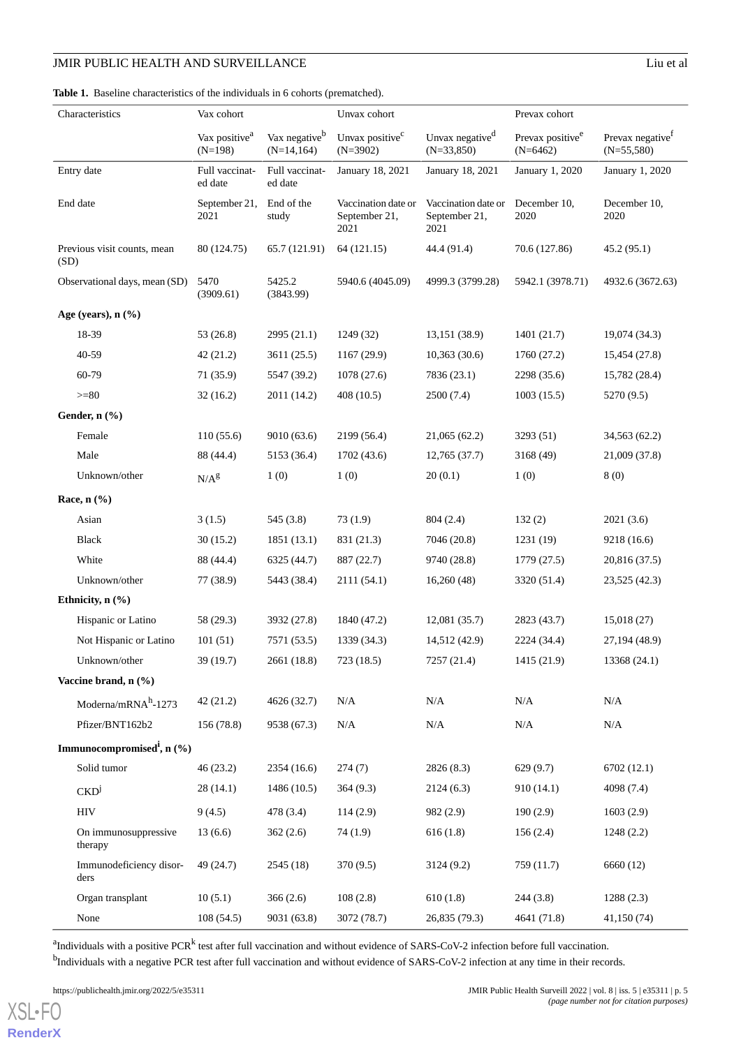**Table 1.** Baseline characteristics of the individuals in 6 cohorts (prematched).

| Characteristics | Vax cohort | | Unvax cohort | | Prevax cohort | |
|---|---|---|---|---|---|---|
| | Vax positive[a] (N=198) | Vax negative[b] (N=14,164) | Unvax positive[c] (N=3902) | Unvax negative[d] (N=33,850) | Prevax positive[e] (N=6462) | Prevax negative[f] (N=55,580) |
| Entry date | Full vaccinated date | Full vaccinated date | January 18, 2021 | January 18, 2021 | January 1, 2020 | January 1, 2020 |
| End date | September 21, 2021 | End of the study | Vaccination date or September 21, 2021 | Vaccination date or September 21, 2021 | December 10, 2020 | December 10, 2020 |
| Previous visit counts, mean (SD) | 80 (124.75) | 65.7 (121.91) | 64 (121.15) | 44.4 (91.4) | 70.6 (127.86) | 45.2 (95.1) |
| Observational days, mean (SD) | 5470 (3909.61) | 5425.2 (3843.99) | 5940.6 (4045.09) | 4999.3 (3799.28) | 5942.1 (3978.71) | 4932.6 (3672.63) |
| **Age (years), n (%)** | | | | | | |
| 18-39 | 53 (26.8) | 2995 (21.1) | 1249 (32) | 13,151 (38.9) | 1401 (21.7) | 19,074 (34.3) |
| 40-59 | 42 (21.2) | 3611 (25.5) | 1167 (29.9) | 10,363 (30.6) | 1760 (27.2) | 15,454 (27.8) |
| 60-79 | 71 (35.9) | 5547 (39.2) | 1078 (27.6) | 7836 (23.1) | 2298 (35.6) | 15,782 (28.4) |
| >=80 | 32 (16.2) | 2011 (14.2) | 408 (10.5) | 2500 (7.4) | 1003 (15.5) | 5270 (9.5) |
| **Gender, n (%)** | | | | | | |
| Female | 110 (55.6) | 9010 (63.6) | 2199 (56.4) | 21,065 (62.2) | 3293 (51) | 34,563 (62.2) |
| Male | 88 (44.4) | 5153 (36.4) | 1702 (43.6) | 12,765 (37.7) | 3168 (49) | 21,009 (37.8) |
| Unknown/other | N/A[g] | 1 (0) | 1 (0) | 20 (0.1) | 1 (0) | 8 (0) |
| **Race, n (%)** | | | | | | |
| Asian | 3 (1.5) | 545 (3.8) | 73 (1.9) | 804 (2.4) | 132 (2) | 2021 (3.6) |
| Black | 30 (15.2) | 1851 (13.1) | 831 (21.3) | 7046 (20.8) | 1231 (19) | 9218 (16.6) |
| White | 88 (44.4) | 6325 (44.7) | 887 (22.7) | 9740 (28.8) | 1779 (27.5) | 20,816 (37.5) |
| Unknown/other | 77 (38.9) | 5443 (38.4) | 2111 (54.1) | 16,260 (48) | 3320 (51.4) | 23,525 (42.3) |
| **Ethnicity, n (%)** | | | | | | |
| Hispanic or Latino | 58 (29.3) | 3932 (27.8) | 1840 (47.2) | 12,081 (35.7) | 2823 (43.7) | 15,018 (27) |
| Not Hispanic or Latino | 101 (51) | 7571 (53.5) | 1339 (34.3) | 14,512 (42.9) | 2224 (34.4) | 27,194 (48.9) |
| Unknown/other | 39 (19.7) | 2661 (18.8) | 723 (18.5) | 7257 (21.4) | 1415 (21.9) | 13368 (24.1) |
| **Vaccine brand, n (%)** | | | | | | |
| Moderna/mRNA[h]-1273 | 42 (21.2) | 4626 (32.7) | N/A | N/A | N/A | N/A |
| Pfizer/BNT162b2 | 156 (78.8) | 9538 (67.3) | N/A | N/A | N/A | N/A |
| **Immunocompromised[i], n (%)** | | | | | | |
| Solid tumor | 46 (23.2) | 2354 (16.6) | 274 (7) | 2826 (8.3) | 629 (9.7) | 6702 (12.1) |
| CKD[j] | 28 (14.1) | 1486 (10.5) | 364 (9.3) | 2124 (6.3) | 910 (14.1) | 4098 (7.4) |
| HIV | 9 (4.5) | 478 (3.4) | 114 (2.9) | 982 (2.9) | 190 (2.9) | 1603 (2.9) |
| On immunosuppressive therapy | 13 (6.6) | 362 (2.6) | 74 (1.9) | 616 (1.8) | 156 (2.4) | 1248 (2.2) |
| Immunodeficiency disorders | 49 (24.7) | 2545 (18) | 370 (9.5) | 3124 (9.2) | 759 (11.7) | 6660 (12) |
| Organ transplant | 10 (5.1) | 366 (2.6) | 108 (2.8) | 610 (1.8) | 244 (3.8) | 1288 (2.3) |
| None | 108 (54.5) | 9031 (63.8) | 3072 (78.7) | 26,835 (79.3) | 4641 (71.8) | 41,150 (74) |

[a]Individuals with a positive PCR[k] test after full vaccination and without evidence of SARS-CoV-2 infection before full vaccination.

[b]Individuals with a negative PCR test after full vaccination and without evidence of SARS-CoV-2 infection at any time in their records.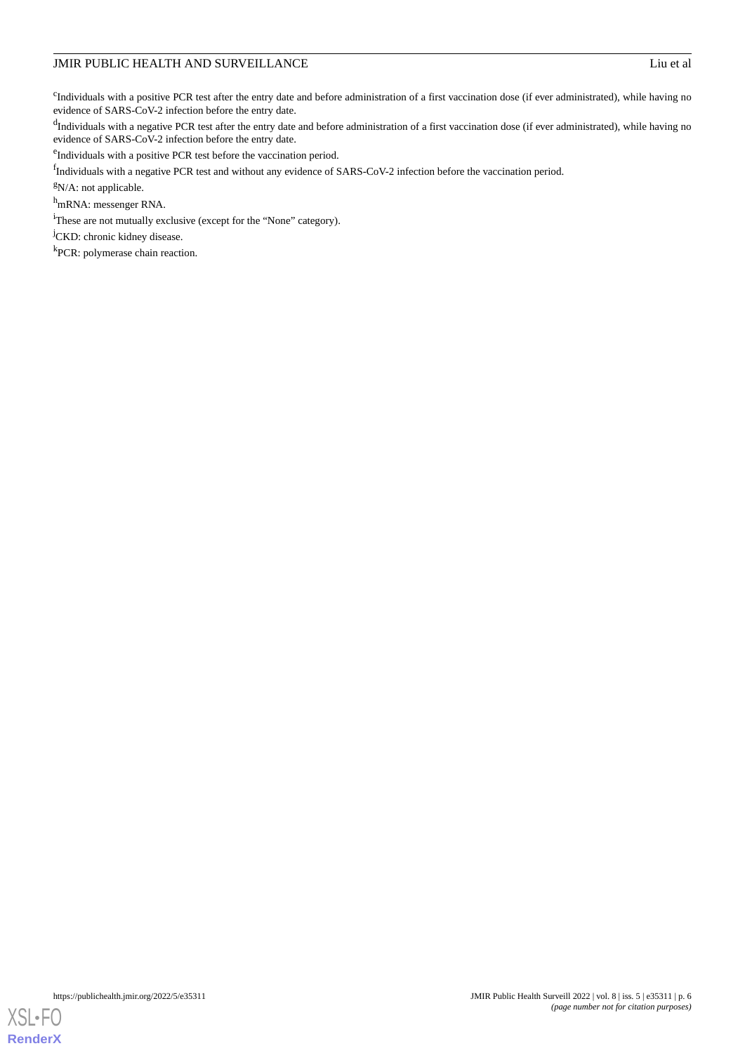[c]Individuals with a positive PCR test after the entry date and before administration of a first vaccination dose (if ever administrated), while having no evidence of SARS-CoV-2 infection before the entry date.

[d]Individuals with a negative PCR test after the entry date and before administration of a first vaccination dose (if ever administrated), while having no evidence of SARS-CoV-2 infection before the entry date.

[e]Individuals with a positive PCR test before the vaccination period.

[f]Individuals with a negative PCR test and without any evidence of SARS-CoV-2 infection before the vaccination period.

[g]N/A: not applicable.

[h]mRNA: messenger RNA.

[i]These are not mutually exclusive (except for the "None" category).

[j]CKD: chronic kidney disease.

[k]PCR: polymerase chain reaction.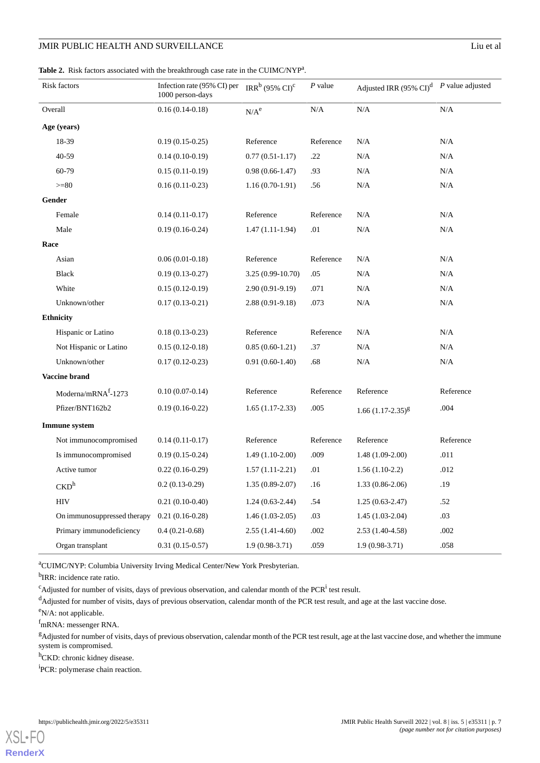**Table 2.** Risk factors associated with the breakthrough case rate in the CUIMC/NYP[a].

| Risk factors | Infection rate (95% CI) per 1000 person-days | IRR[b] (95% CI)[c] | *P* value | Adjusted IRR (95% CI)[d] | *P* value adjusted |
|---|---|---|---|---|---|
| Overall | 0.16 (0.14-0.18) | N/A[e] | N/A | N/A | N/A |
| **Age (years)** | | | | | |
| 18-39 | 0.19 (0.15-0.25) | Reference | Reference | N/A | N/A |
| 40-59 | 0.14 (0.10-0.19) | 0.77 (0.51-1.17) | .22 | N/A | N/A |
| 60-79 | 0.15 (0.11-0.19) | 0.98 (0.66-1.47) | .93 | N/A | N/A |
| >=80 | 0.16 (0.11-0.23) | 1.16 (0.70-1.91) | .56 | N/A | N/A |
| **Gender** | | | | | |
| Female | 0.14 (0.11-0.17) | Reference | Reference | N/A | N/A |
| Male | 0.19 (0.16-0.24) | 1.47 (1.11-1.94) | .01 | N/A | N/A |
| **Race** | | | | | |
| Asian | 0.06 (0.01-0.18) | Reference | Reference | N/A | N/A |
| Black | 0.19 (0.13-0.27) | 3.25 (0.99-10.70) | .05 | N/A | N/A |
| White | 0.15 (0.12-0.19) | 2.90 (0.91-9.19) | .071 | N/A | N/A |
| Unknown/other | 0.17 (0.13-0.21) | 2.88 (0.91-9.18) | .073 | N/A | N/A |
| **Ethnicity** | | | | | |
| Hispanic or Latino | 0.18 (0.13-0.23) | Reference | Reference | N/A | N/A |
| Not Hispanic or Latino | 0.15 (0.12-0.18) | 0.85 (0.60-1.21) | .37 | N/A | N/A |
| Unknown/other | 0.17 (0.12-0.23) | 0.91 (0.60-1.40) | .68 | N/A | N/A |
| **Vaccine brand** | | | | | |
| Moderna/mRNA[f]-1273 | 0.10 (0.07-0.14) | Reference | Reference | Reference | Reference |
| Pfizer/BNT162b2 | 0.19 (0.16-0.22) | 1.65 (1.17-2.33) | .005 | 1.66 (1.17-2.35)[g] | .004 |
| **Immune system** | | | | | |
| Not immunocompromised | 0.14 (0.11-0.17) | Reference | Reference | Reference | Reference |
| Is immunocompromised | 0.19 (0.15-0.24) | 1.49 (1.10-2.00) | .009 | 1.48 (1.09-2.00) | .011 |
| Active tumor | 0.22 (0.16-0.29) | 1.57 (1.11-2.21) | .01 | 1.56 (1.10-2.2) | .012 |
| CKD[h] | 0.2 (0.13-0.29) | 1.35 (0.89-2.07) | .16 | 1.33 (0.86-2.06) | .19 |
| HIV | 0.21 (0.10-0.40) | 1.24 (0.63-2.44) | .54 | 1.25 (0.63-2.47) | .52 |
| On immunosuppressed therapy | 0.21 (0.16-0.28) | 1.46 (1.03-2.05) | .03 | 1.45 (1.03-2.04) | .03 |
| Primary immunodeficiency | 0.4 (0.21-0.68) | 2.55 (1.41-4.60) | .002 | 2.53 (1.40-4.58) | .002 |
| Organ transplant | 0.31 (0.15-0.57) | 1.9 (0.98-3.71) | .059 | 1.9 (0.98-3.71) | .058 |

[a]CUIMC/NYP: Columbia University Irving Medical Center/New York Presbyterian.

[b]IRR: incidence rate ratio.

[c]Adjusted for number of visits, days of previous observation, and calendar month of the PCR[i] test result.

[d]Adjusted for number of visits, days of previous observation, calendar month of the PCR test result, and age at the last vaccine dose.

[e]N/A: not applicable.

[f]mRNA: messenger RNA.

[g]Adjusted for number of visits, days of previous observation, calendar month of the PCR test result, age at the last vaccine dose, and whether the immune system is compromised.

[h]CKD: chronic kidney disease.

[i]PCR: polymerase chain reaction.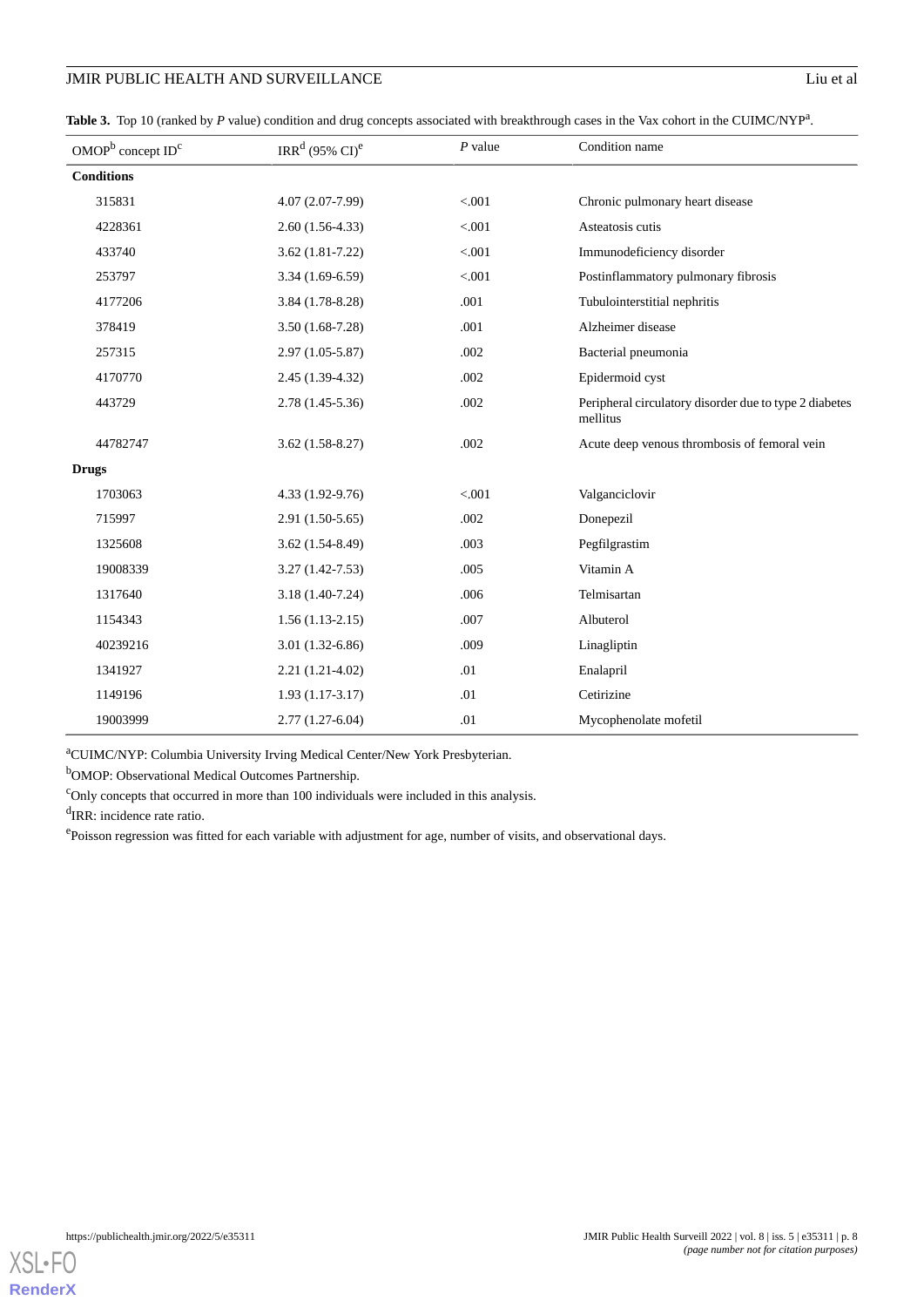**Table 3.** Top 10 (ranked by *P* value) condition and drug concepts associated with breakthrough cases in the Vax cohort in the CUIMC/NYP[a].

| OMOP[b] concept ID[c] | IRR[d] (95% CI)[e] | *P* value | Condition name |
|---|---|---|---|
| **Conditions** | | | |
| 315831 | 4.07 (2.07-7.99) | <.001 | Chronic pulmonary heart disease |
| 4228361 | 2.60 (1.56-4.33) | <.001 | Asteatosis cutis |
| 433740 | 3.62 (1.81-7.22) | <.001 | Immunodeficiency disorder |
| 253797 | 3.34 (1.69-6.59) | <.001 | Postinflammatory pulmonary fibrosis |
| 4177206 | 3.84 (1.78-8.28) | .001 | Tubulointerstitial nephritis |
| 378419 | 3.50 (1.68-7.28) | .001 | Alzheimer disease |
| 257315 | 2.97 (1.05-5.87) | .002 | Bacterial pneumonia |
| 4170770 | 2.45 (1.39-4.32) | .002 | Epidermoid cyst |
| 443729 | 2.78 (1.45-5.36) | .002 | Peripheral circulatory disorder due to type 2 diabetes mellitus |
| 44782747 | 3.62 (1.58-8.27) | .002 | Acute deep venous thrombosis of femoral vein |
| **Drugs** | | | |
| 1703063 | 4.33 (1.92-9.76) | <.001 | Valganciclovir |
| 715997 | 2.91 (1.50-5.65) | .002 | Donepezil |
| 1325608 | 3.62 (1.54-8.49) | .003 | Pegfilgrastim |
| 19008339 | 3.27 (1.42-7.53) | .005 | Vitamin A |
| 1317640 | 3.18 (1.40-7.24) | .006 | Telmisartan |
| 1154343 | 1.56 (1.13-2.15) | .007 | Albuterol |
| 40239216 | 3.01 (1.32-6.86) | .009 | Linagliptin |
| 1341927 | 2.21 (1.21-4.02) | .01 | Enalapril |
| 1149196 | 1.93 (1.17-3.17) | .01 | Cetirizine |
| 19003999 | 2.77 (1.27-6.04) | .01 | Mycophenolate mofetil |

[a]CUIMC/NYP: Columbia University Irving Medical Center/New York Presbyterian.

[b]OMOP: Observational Medical Outcomes Partnership.

[c]Only concepts that occurred in more than 100 individuals were included in this analysis.

[d]IRR: incidence rate ratio.

[e]Poisson regression was fitted for each variable with adjustment for age, number of visits, and observational days.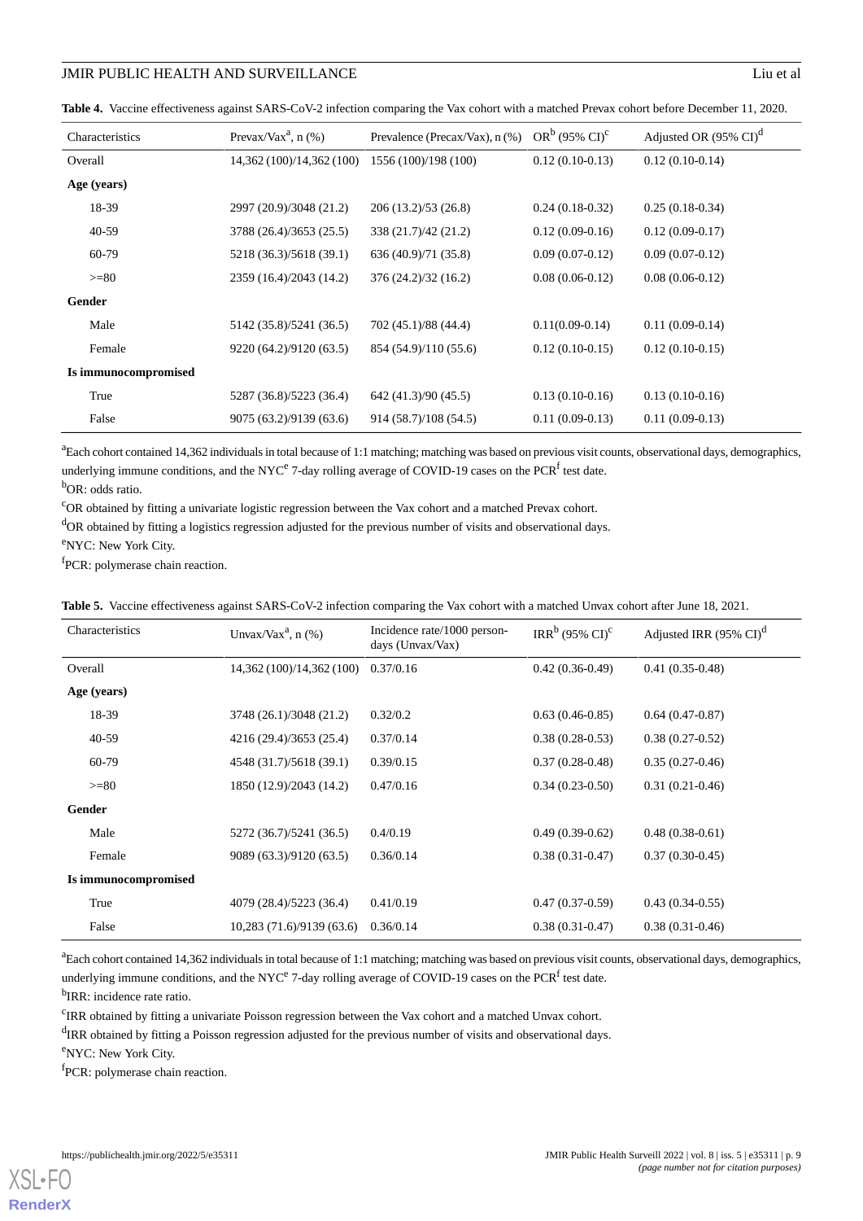**Table 4.** Vaccine effectiveness against SARS-CoV-2 infection comparing the Vax cohort with a matched Prevax cohort before December 11, 2020.

| Characteristics | Prevax/Vax[a], n (%) | Prevalence (Precax/Vax), n (%) | OR[b] (95% CI)[c] | Adjusted OR (95% CI)[d] |
|---|---|---|---|---|
| Overall | 14,362 (100)/14,362 (100) | 1556 (100)/198 (100) | 0.12 (0.10-0.13) | 0.12 (0.10-0.14) |
| **Age (years)** | | | | |
| 18-39 | 2997 (20.9)/3048 (21.2) | 206 (13.2)/53 (26.8) | 0.24 (0.18-0.32) | 0.25 (0.18-0.34) |
| 40-59 | 3788 (26.4)/3653 (25.5) | 338 (21.7)/42 (21.2) | 0.12 (0.09-0.16) | 0.12 (0.09-0.17) |
| 60-79 | 5218 (36.3)/5618 (39.1) | 636 (40.9)/71 (35.8) | 0.09 (0.07-0.12) | 0.09 (0.07-0.12) |
| >=80 | 2359 (16.4)/2043 (14.2) | 376 (24.2)/32 (16.2) | 0.08 (0.06-0.12) | 0.08 (0.06-0.12) |
| **Gender** | | | | |
| Male | 5142 (35.8)/5241 (36.5) | 702 (45.1)/88 (44.4) | 0.11(0.09-0.14) | 0.11 (0.09-0.14) |
| Female | 9220 (64.2)/9120 (63.5) | 854 (54.9)/110 (55.6) | 0.12 (0.10-0.15) | 0.12 (0.10-0.15) |
| **Is immunocompromised** | | | | |
| True | 5287 (36.8)/5223 (36.4) | 642 (41.3)/90 (45.5) | 0.13 (0.10-0.16) | 0.13 (0.10-0.16) |
| False | 9075 (63.2)/9139 (63.6) | 914 (58.7)/108 (54.5) | 0.11 (0.09-0.13) | 0.11 (0.09-0.13) |

[a]Each cohort contained 14,362 individuals in total because of 1:1 matching; matching was based on previous visit counts, observational days, demographics, underlying immune conditions, and the NYC[e] 7-day rolling average of COVID-19 cases on the PCR[f] test date.

[b]OR: odds ratio.

[c]OR obtained by fitting a univariate logistic regression between the Vax cohort and a matched Prevax cohort.

[d]OR obtained by fitting a logistics regression adjusted for the previous number of visits and observational days.

[e]NYC: New York City.

[f]PCR: polymerase chain reaction.

**Table 5.** Vaccine effectiveness against SARS-CoV-2 infection comparing the Vax cohort with a matched Unvax cohort after June 18, 2021.

| Characteristics | Unvax/Vax[a], n (%) | Incidence rate/1000 person-days (Unvax/Vax) | IRR[b] (95% CI)[c] | Adjusted IRR (95% CI)[d] |
|---|---|---|---|---|
| Overall | 14,362 (100)/14,362 (100) | 0.37/0.16 | 0.42 (0.36-0.49) | 0.41 (0.35-0.48) |
| **Age (years)** | | | | |
| 18-39 | 3748 (26.1)/3048 (21.2) | 0.32/0.2 | 0.63 (0.46-0.85) | 0.64 (0.47-0.87) |
| 40-59 | 4216 (29.4)/3653 (25.4) | 0.37/0.14 | 0.38 (0.28-0.53) | 0.38 (0.27-0.52) |
| 60-79 | 4548 (31.7)/5618 (39.1) | 0.39/0.15 | 0.37 (0.28-0.48) | 0.35 (0.27-0.46) |
| >=80 | 1850 (12.9)/2043 (14.2) | 0.47/0.16 | 0.34 (0.23-0.50) | 0.31 (0.21-0.46) |
| **Gender** | | | | |
| Male | 5272 (36.7)/5241 (36.5) | 0.4/0.19 | 0.49 (0.39-0.62) | 0.48 (0.38-0.61) |
| Female | 9089 (63.3)/9120 (63.5) | 0.36/0.14 | 0.38 (0.31-0.47) | 0.37 (0.30-0.45) |
| **Is immunocompromised** | | | | |
| True | 4079 (28.4)/5223 (36.4) | 0.41/0.19 | 0.47 (0.37-0.59) | 0.43 (0.34-0.55) |
| False | 10,283 (71.6)/9139 (63.6) | 0.36/0.14 | 0.38 (0.31-0.47) | 0.38 (0.31-0.46) |

[a]Each cohort contained 14,362 individuals in total because of 1:1 matching; matching was based on previous visit counts, observational days, demographics, underlying immune conditions, and the NYC[e] 7-day rolling average of COVID-19 cases on the PCR[f] test date.

[b]IRR: incidence rate ratio.

[c]IRR obtained by fitting a univariate Poisson regression between the Vax cohort and a matched Unvax cohort.

[d]IRR obtained by fitting a Poisson regression adjusted for the previous number of visits and observational days.

[e]NYC: New York City.

[f]PCR: polymerase chain reaction.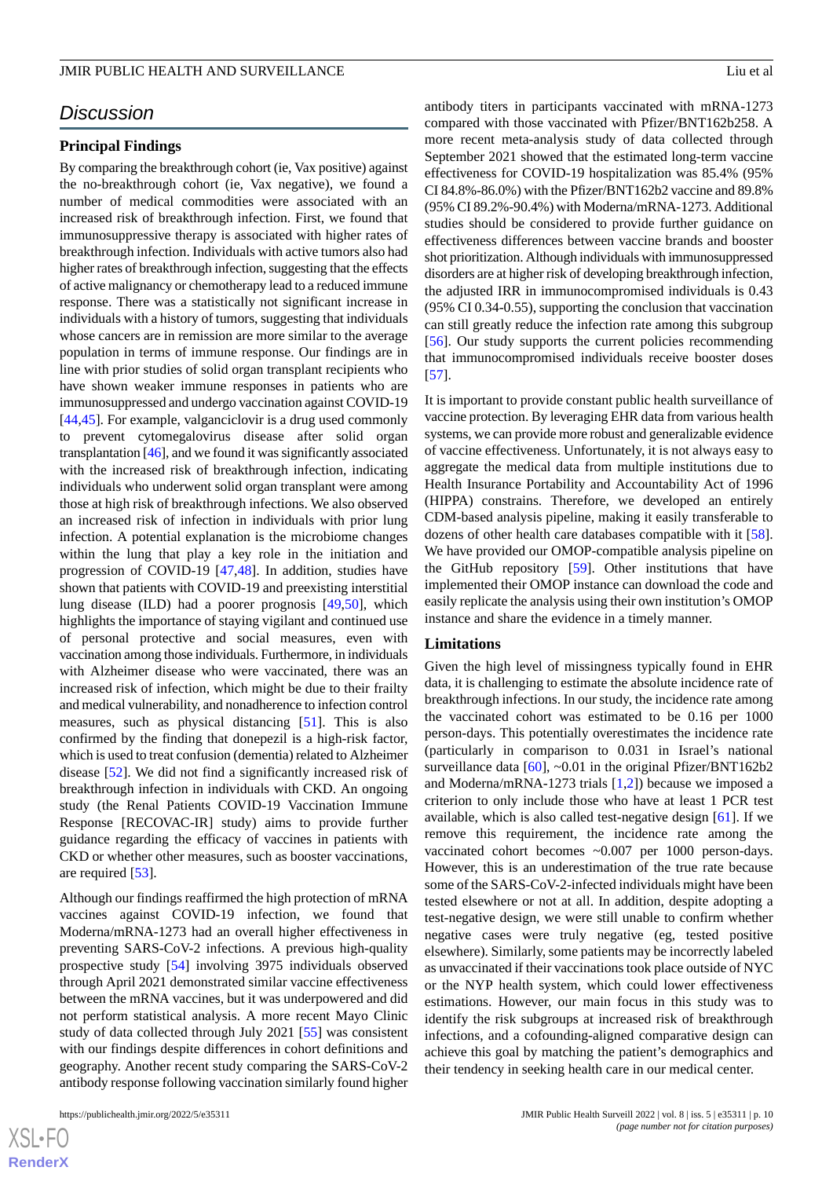## Discussion

### Principal Findings

By comparing the breakthrough cohort (ie, Vax positive) against the no-breakthrough cohort (ie, Vax negative), we found a number of medical commodities were associated with an increased risk of breakthrough infection. First, we found that immunosuppressive therapy is associated with higher rates of breakthrough infection. Individuals with active tumors also had higher rates of breakthrough infection, suggesting that the effects of active malignancy or chemotherapy lead to a reduced immune response. There was a statistically not significant increase in individuals with a history of tumors, suggesting that individuals whose cancers are in remission are more similar to the average population in terms of immune response. Our findings are in line with prior studies of solid organ transplant recipients who have shown weaker immune responses in patients who are immunosuppressed and undergo vaccination against COVID-19 [44,45]. For example, valganciclovir is a drug used commonly to prevent cytomegalovirus disease after solid organ transplantation [46], and we found it was significantly associated with the increased risk of breakthrough infection, indicating individuals who underwent solid organ transplant were among those at high risk of breakthrough infections. We also observed an increased risk of infection in individuals with prior lung infection. A potential explanation is the microbiome changes within the lung that play a key role in the initiation and progression of COVID-19 [47,48]. In addition, studies have shown that patients with COVID-19 and preexisting interstitial lung disease (ILD) had a poorer prognosis [49,50], which highlights the importance of staying vigilant and continued use of personal protective and social measures, even with vaccination among those individuals. Furthermore, in individuals with Alzheimer disease who were vaccinated, there was an increased risk of infection, which might be due to their frailty and medical vulnerability, and nonadherence to infection control measures, such as physical distancing [51]. This is also confirmed by the finding that donepezil is a high-risk factor, which is used to treat confusion (dementia) related to Alzheimer disease [52]. We did not find a significantly increased risk of breakthrough infection in individuals with CKD. An ongoing study (the Renal Patients COVID-19 Vaccination Immune Response [RECOVAC-IR] study) aims to provide further guidance regarding the efficacy of vaccines in patients with CKD or whether other measures, such as booster vaccinations, are required [53].

Although our findings reaffirmed the high protection of mRNA vaccines against COVID-19 infection, we found that Moderna/mRNA-1273 had an overall higher effectiveness in preventing SARS-CoV-2 infections. A previous high-quality prospective study [54] involving 3975 individuals observed through April 2021 demonstrated similar vaccine effectiveness between the mRNA vaccines, but it was underpowered and did not perform statistical analysis. A more recent Mayo Clinic study of data collected through July 2021 [55] was consistent with our findings despite differences in cohort definitions and geography. Another recent study comparing the SARS-CoV-2 antibody response following vaccination similarly found higher antibody titers in participants vaccinated with mRNA-1273 compared with those vaccinated with Pfizer/BNT162b258. A more recent meta-analysis study of data collected through September 2021 showed that the estimated long-term vaccine effectiveness for COVID-19 hospitalization was 85.4% (95% CI 84.8%-86.0%) with the Pfizer/BNT162b2 vaccine and 89.8% (95% CI 89.2%-90.4%) with Moderna/mRNA-1273. Additional studies should be considered to provide further guidance on effectiveness differences between vaccine brands and booster shot prioritization. Although individuals with immunosuppressed disorders are at higher risk of developing breakthrough infection, the adjusted IRR in immunocompromised individuals is 0.43 (95% CI 0.34-0.55), supporting the conclusion that vaccination can still greatly reduce the infection rate among this subgroup [56]. Our study supports the current policies recommending that immunocompromised individuals receive booster doses [57].

It is important to provide constant public health surveillance of vaccine protection. By leveraging EHR data from various health systems, we can provide more robust and generalizable evidence of vaccine effectiveness. Unfortunately, it is not always easy to aggregate the medical data from multiple institutions due to Health Insurance Portability and Accountability Act of 1996 (HIPPA) constrains. Therefore, we developed an entirely CDM-based analysis pipeline, making it easily transferable to dozens of other health care databases compatible with it [58]. We have provided our OMOP-compatible analysis pipeline on the GitHub repository [59]. Other institutions that have implemented their OMOP instance can download the code and easily replicate the analysis using their own institution's OMOP instance and share the evidence in a timely manner.

### Limitations

Given the high level of missingness typically found in EHR data, it is challenging to estimate the absolute incidence rate of breakthrough infections. In our study, the incidence rate among the vaccinated cohort was estimated to be 0.16 per 1000 person-days. This potentially overestimates the incidence rate (particularly in comparison to 0.031 in Israel's national surveillance data [60], ~0.01 in the original Pfizer/BNT162b2 and Moderna/mRNA-1273 trials [1,2]) because we imposed a criterion to only include those who have at least 1 PCR test available, which is also called test-negative design [61]. If we remove this requirement, the incidence rate among the vaccinated cohort becomes ~0.007 per 1000 person-days. However, this is an underestimation of the true rate because some of the SARS-CoV-2-infected individuals might have been tested elsewhere or not at all. In addition, despite adopting a test-negative design, we were still unable to confirm whether negative cases were truly negative (eg, tested positive elsewhere). Similarly, some patients may be incorrectly labeled as unvaccinated if their vaccinations took place outside of NYC or the NYP health system, which could lower effectiveness estimations. However, our main focus in this study was to identify the risk subgroups at increased risk of breakthrough infections, and a cofounding-aligned comparative design can achieve this goal by matching the patient's demographics and their tendency in seeking health care in our medical center.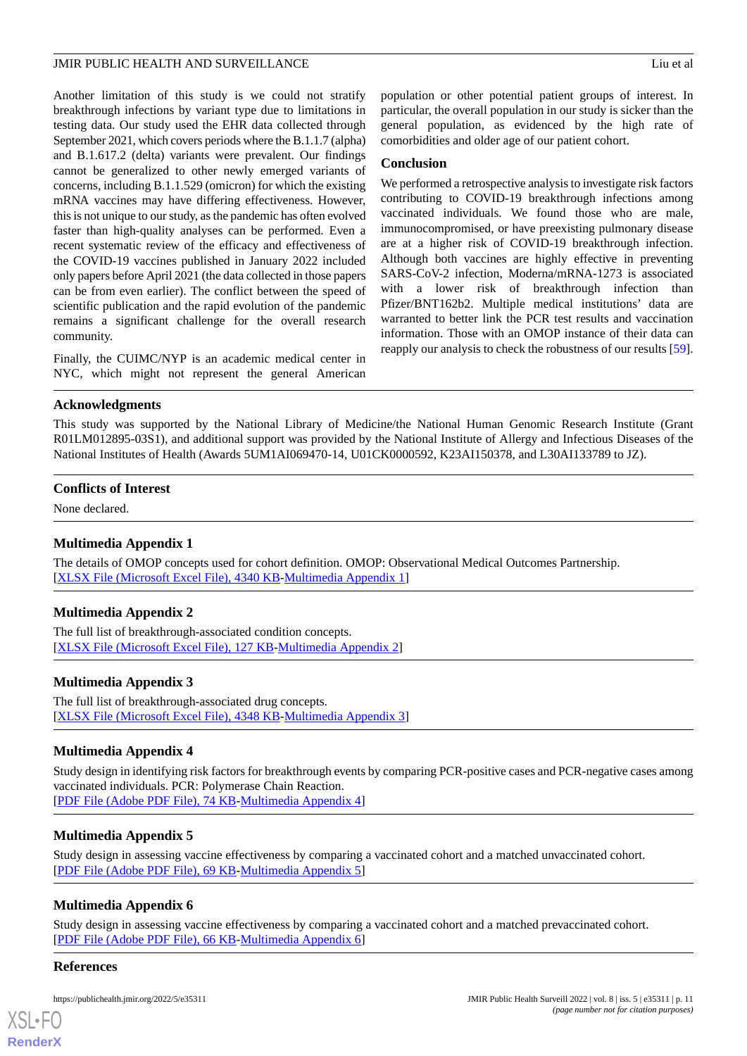Another limitation of this study is we could not stratify breakthrough infections by variant type due to limitations in testing data. Our study used the EHR data collected through September 2021, which covers periods where the B.1.1.7 (alpha) and B.1.617.2 (delta) variants were prevalent. Our findings cannot be generalized to other newly emerged variants of concerns, including B.1.1.529 (omicron) for which the existing mRNA vaccines may have differing effectiveness. However, this is not unique to our study, as the pandemic has often evolved faster than high-quality analyses can be performed. Even a recent systematic review of the efficacy and effectiveness of the COVID-19 vaccines published in January 2022 included only papers before April 2021 (the data collected in those papers can be from even earlier). The conflict between the speed of scientific publication and the rapid evolution of the pandemic remains a significant challenge for the overall research community.

Finally, the CUIMC/NYP is an academic medical center in NYC, which might not represent the general American population or other potential patient groups of interest. In particular, the overall population in our study is sicker than the general population, as evidenced by the high rate of comorbidities and older age of our patient cohort.

## Conclusion

We performed a retrospective analysis to investigate risk factors contributing to COVID-19 breakthrough infections among vaccinated individuals. We found those who are male, immunocompromised, or have preexisting pulmonary disease are at a higher risk of COVID-19 breakthrough infection. Although both vaccines are highly effective in preventing SARS-CoV-2 infection, Moderna/mRNA-1273 is associated with a lower risk of breakthrough infection than Pfizer/BNT162b2. Multiple medical institutions' data are warranted to better link the PCR test results and vaccination information. Those with an OMOP instance of their data can reapply our analysis to check the robustness of our results [59].

## Acknowledgments

This study was supported by the National Library of Medicine/the National Human Genomic Research Institute (Grant R01LM012895-03S1), and additional support was provided by the National Institute of Allergy and Infectious Diseases of the National Institutes of Health (Awards 5UM1AI069470-14, U01CK0000592, K23AI150378, and L30AI133789 to JZ).

## Conflicts of Interest

None declared.

## Multimedia Appendix 1

The details of OMOP concepts used for cohort definition. OMOP: Observational Medical Outcomes Partnership.
[XLSX File (Microsoft Excel File), 4340 KB-Multimedia Appendix 1]

## Multimedia Appendix 2

The full list of breakthrough-associated condition concepts.
[XLSX File (Microsoft Excel File), 127 KB-Multimedia Appendix 2]

## Multimedia Appendix 3

The full list of breakthrough-associated drug concepts.
[XLSX File (Microsoft Excel File), 4348 KB-Multimedia Appendix 3]

## Multimedia Appendix 4

Study design in identifying risk factors for breakthrough events by comparing PCR-positive cases and PCR-negative cases among vaccinated individuals. PCR: Polymerase Chain Reaction.
[PDF File (Adobe PDF File), 74 KB-Multimedia Appendix 4]

## Multimedia Appendix 5

Study design in assessing vaccine effectiveness by comparing a vaccinated cohort and a matched unvaccinated cohort.
[PDF File (Adobe PDF File), 69 KB-Multimedia Appendix 5]

## Multimedia Appendix 6

Study design in assessing vaccine effectiveness by comparing a vaccinated cohort and a matched prevaccinated cohort.
[PDF File (Adobe PDF File), 66 KB-Multimedia Appendix 6]

## References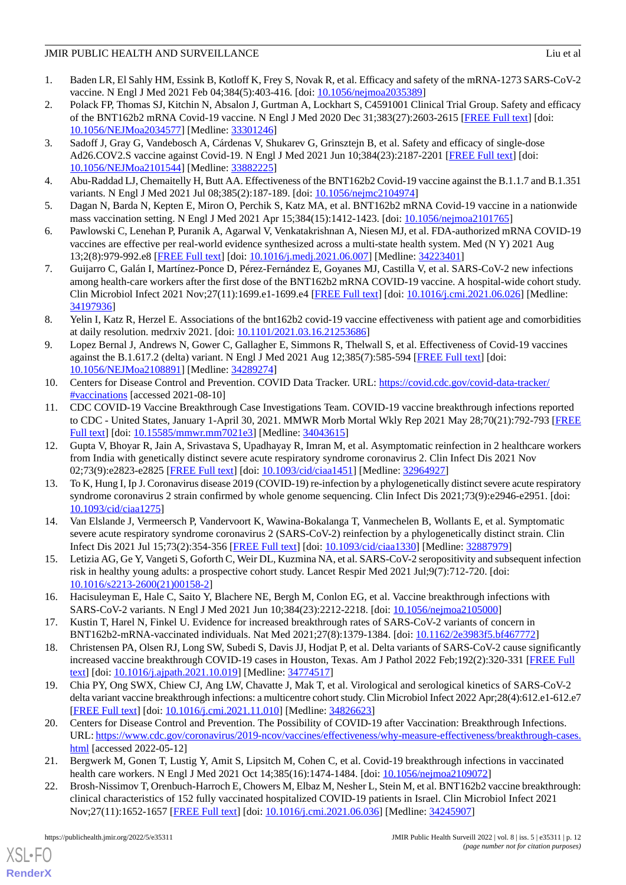1. Baden LR, El Sahly HM, Essink B, Kotloff K, Frey S, Novak R, et al. Efficacy and safety of the mRNA-1273 SARS-CoV-2 vaccine. N Engl J Med 2021 Feb 04;384(5):403-416. [doi: 10.1056/nejmoa2035389]
2. Polack FP, Thomas SJ, Kitchin N, Absalon J, Gurtman A, Lockhart S, C4591001 Clinical Trial Group. Safety and efficacy of the BNT162b2 mRNA Covid-19 vaccine. N Engl J Med 2020 Dec 31;383(27):2603-2615 [FREE Full text] [doi: 10.1056/NEJMoa2034577] [Medline: 33301246]
3. Sadoff J, Gray G, Vandebosch A, Cárdenas V, Shukarev G, Grinsztejn B, et al. Safety and efficacy of single-dose Ad26.COV2.S vaccine against Covid-19. N Engl J Med 2021 Jun 10;384(23):2187-2201 [FREE Full text] [doi: 10.1056/NEJMoa2101544] [Medline: 33882225]
4. Abu-Raddad LJ, Chemaitelly H, Butt AA. Effectiveness of the BNT162b2 Covid-19 vaccine against the B.1.1.7 and B.1.351 variants. N Engl J Med 2021 Jul 08;385(2):187-189. [doi: 10.1056/nejmc2104974]
5. Dagan N, Barda N, Kepten E, Miron O, Perchik S, Katz MA, et al. BNT162b2 mRNA Covid-19 vaccine in a nationwide mass vaccination setting. N Engl J Med 2021 Apr 15;384(15):1412-1423. [doi: 10.1056/nejmoa2101765]
6. Pawlowski C, Lenehan P, Puranik A, Agarwal V, Venkatakrishnan A, Niesen MJ, et al. FDA-authorized mRNA COVID-19 vaccines are effective per real-world evidence synthesized across a multi-state health system. Med (N Y) 2021 Aug 13;2(8):979-992.e8 [FREE Full text] [doi: 10.1016/j.medj.2021.06.007] [Medline: 34223401]
7. Guijarro C, Galán I, Martínez-Ponce D, Pérez-Fernández E, Goyanes MJ, Castilla V, et al. SARS-CoV-2 new infections among health-care workers after the first dose of the BNT162b2 mRNA COVID-19 vaccine. A hospital-wide cohort study. Clin Microbiol Infect 2021 Nov;27(11):1699.e1-1699.e4 [FREE Full text] [doi: 10.1016/j.cmi.2021.06.026] [Medline: 34197936]
8. Yelin I, Katz R, Herzel E. Associations of the bnt162b2 covid-19 vaccine effectiveness with patient age and comorbidities at daily resolution. medrxiv 2021. [doi: 10.1101/2021.03.16.21253686]
9. Lopez Bernal J, Andrews N, Gower C, Gallagher E, Simmons R, Thelwall S, et al. Effectiveness of Covid-19 vaccines against the B.1.617.2 (delta) variant. N Engl J Med 2021 Aug 12;385(7):585-594 [FREE Full text] [doi: 10.1056/NEJMoa2108891] [Medline: 34289274]
10. Centers for Disease Control and Prevention. COVID Data Tracker. URL: https://covid.cdc.gov/covid-data-tracker/#vaccinations [accessed 2021-08-10]
11. CDC COVID-19 Vaccine Breakthrough Case Investigations Team. COVID-19 vaccine breakthrough infections reported to CDC - United States, January 1-April 30, 2021. MMWR Morb Mortal Wkly Rep 2021 May 28;70(21):792-793 [FREE Full text] [doi: 10.15585/mmwr.mm7021e3] [Medline: 34043615]
12. Gupta V, Bhoyar R, Jain A, Srivastava S, Upadhayay R, Imran M, et al. Asymptomatic reinfection in 2 healthcare workers from India with genetically distinct severe acute respiratory syndrome coronavirus 2. Clin Infect Dis 2021 Nov 02;73(9):e2823-e2825 [FREE Full text] [doi: 10.1093/cid/ciaa1451] [Medline: 32964927]
13. To K, Hung I, Ip J. Coronavirus disease 2019 (COVID-19) re-infection by a phylogenetically distinct severe acute respiratory syndrome coronavirus 2 strain confirmed by whole genome sequencing. Clin Infect Dis 2021;73(9):e2946-e2951. [doi: 10.1093/cid/ciaa1275]
14. Van Elslande J, Vermeersch P, Vandervoort K, Wawina-Bokalanga T, Vanmechelen B, Wollants E, et al. Symptomatic severe acute respiratory syndrome coronavirus 2 (SARS-CoV-2) reinfection by a phylogenetically distinct strain. Clin Infect Dis 2021 Jul 15;73(2):354-356 [FREE Full text] [doi: 10.1093/cid/ciaa1330] [Medline: 32887979]
15. Letizia AG, Ge Y, Vangeti S, Goforth C, Weir DL, Kuzmina NA, et al. SARS-CoV-2 seropositivity and subsequent infection risk in healthy young adults: a prospective cohort study. Lancet Respir Med 2021 Jul;9(7):712-720. [doi: 10.1016/s2213-2600(21)00158-2]
16. Hacisuleyman E, Hale C, Saito Y, Blachere NE, Bergh M, Conlon EG, et al. Vaccine breakthrough infections with SARS-CoV-2 variants. N Engl J Med 2021 Jun 10;384(23):2212-2218. [doi: 10.1056/nejmoa2105000]
17. Kustin T, Harel N, Finkel U. Evidence for increased breakthrough rates of SARS-CoV-2 variants of concern in BNT162b2-mRNA-vaccinated individuals. Nat Med 2021;27(8):1379-1384. [doi: 10.1162/2e3983f5.bf467772]
18. Christensen PA, Olsen RJ, Long SW, Subedi S, Davis JJ, Hodjat P, et al. Delta variants of SARS-CoV-2 cause significantly increased vaccine breakthrough COVID-19 cases in Houston, Texas. Am J Pathol 2022 Feb;192(2):320-331 [FREE Full text] [doi: 10.1016/j.ajpath.2021.10.019] [Medline: 34774517]
19. Chia PY, Ong SWX, Chiew CJ, Ang LW, Chavatte J, Mak T, et al. Virological and serological kinetics of SARS-CoV-2 delta variant vaccine breakthrough infections: a multicentre cohort study. Clin Microbiol Infect 2022 Apr;28(4):612.e1-612.e7 [FREE Full text] [doi: 10.1016/j.cmi.2021.11.010] [Medline: 34826623]
20. Centers for Disease Control and Prevention. The Possibility of COVID-19 after Vaccination: Breakthrough Infections. URL: https://www.cdc.gov/coronavirus/2019-ncov/vaccines/effectiveness/why-measure-effectiveness/breakthrough-cases.html [accessed 2022-05-12]
21. Bergwerk M, Gonen T, Lustig Y, Amit S, Lipsitch M, Cohen C, et al. Covid-19 breakthrough infections in vaccinated health care workers. N Engl J Med 2021 Oct 14;385(16):1474-1484. [doi: 10.1056/nejmoa2109072]
22. Brosh-Nissimov T, Orenbuch-Harroch E, Chowers M, Elbaz M, Nesher L, Stein M, et al. BNT162b2 vaccine breakthrough: clinical characteristics of 152 fully vaccinated hospitalized COVID-19 patients in Israel. Clin Microbiol Infect 2021 Nov;27(11):1652-1657 [FREE Full text] [doi: 10.1016/j.cmi.2021.06.036] [Medline: 34245907]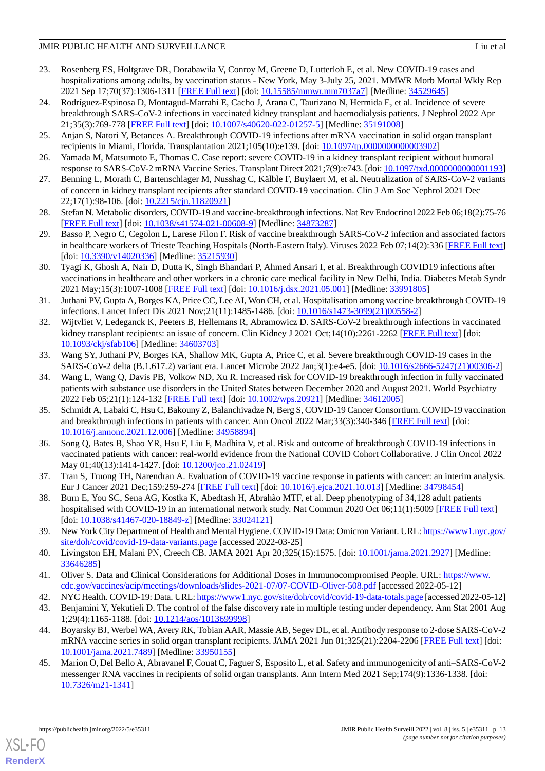23. Rosenberg ES, Holtgrave DR, Dorabawila V, Conroy M, Greene D, Lutterloh E, et al. New COVID-19 cases and hospitalizations among adults, by vaccination status - New York, May 3-July 25, 2021. MMWR Morb Mortal Wkly Rep 2021 Sep 17;70(37):1306-1311 [FREE Full text] [doi: 10.15585/mmwr.mm7037a7] [Medline: 34529645]
24. Rodríguez-Espinosa D, Montagud-Marrahi E, Cacho J, Arana C, Taurizano N, Hermida E, et al. Incidence of severe breakthrough SARS-CoV-2 infections in vaccinated kidney transplant and haemodialysis patients. J Nephrol 2022 Apr 21;35(3):769-778 [FREE Full text] [doi: 10.1007/s40620-022-01257-5] [Medline: 35191008]
25. Anjan S, Natori Y, Betances A. Breakthrough COVID-19 infections after mRNA vaccination in solid organ transplant recipients in Miami, Florida. Transplantation 2021;105(10):e139. [doi: 10.1097/tp.0000000000003902]
26. Yamada M, Matsumoto E, Thomas C. Case report: severe COVID-19 in a kidney transplant recipient without humoral response to SARS-CoV-2 mRNA Vaccine Series. Transplant Direct 2021;7(9):e743. [doi: 10.1097/txd.0000000000001193]
27. Benning L, Morath C, Bartenschlager M, Nusshag C, Kälble F, Buylaert M, et al. Neutralization of SARS-CoV-2 variants of concern in kidney transplant recipients after standard COVID-19 vaccination. Clin J Am Soc Nephrol 2021 Dec 22;17(1):98-106. [doi: 10.2215/cjn.11820921]
28. Stefan N. Metabolic disorders, COVID-19 and vaccine-breakthrough infections. Nat Rev Endocrinol 2022 Feb 06;18(2):75-76 [FREE Full text] [doi: 10.1038/s41574-021-00608-9] [Medline: 34873287]
29. Basso P, Negro C, Cegolon L, Larese Filon F. Risk of vaccine breakthrough SARS-CoV-2 infection and associated factors in healthcare workers of Trieste Teaching Hospitals (North-Eastern Italy). Viruses 2022 Feb 07;14(2):336 [FREE Full text] [doi: 10.3390/v14020336] [Medline: 35215930]
30. Tyagi K, Ghosh A, Nair D, Dutta K, Singh Bhandari P, Ahmed Ansari I, et al. Breakthrough COVID19 infections after vaccinations in healthcare and other workers in a chronic care medical facility in New Delhi, India. Diabetes Metab Syndr 2021 May;15(3):1007-1008 [FREE Full text] [doi: 10.1016/j.dsx.2021.05.001] [Medline: 33991805]
31. Juthani PV, Gupta A, Borges KA, Price CC, Lee AI, Won CH, et al. Hospitalisation among vaccine breakthrough COVID-19 infections. Lancet Infect Dis 2021 Nov;21(11):1485-1486. [doi: 10.1016/s1473-3099(21)00558-2]
32. Wijtvliet V, Ledeganck K, Peeters B, Hellemans R, Abramowicz D. SARS-CoV-2 breakthrough infections in vaccinated kidney transplant recipients: an issue of concern. Clin Kidney J 2021 Oct;14(10):2261-2262 [FREE Full text] [doi: 10.1093/ckj/sfab106] [Medline: 34603703]
33. Wang SY, Juthani PV, Borges KA, Shallow MK, Gupta A, Price C, et al. Severe breakthrough COVID-19 cases in the SARS-CoV-2 delta (B.1.617.2) variant era. Lancet Microbe 2022 Jan;3(1):e4-e5. [doi: 10.1016/s2666-5247(21)00306-2]
34. Wang L, Wang Q, Davis PB, Volkow ND, Xu R. Increased risk for COVID-19 breakthrough infection in fully vaccinated patients with substance use disorders in the United States between December 2020 and August 2021. World Psychiatry 2022 Feb 05;21(1):124-132 [FREE Full text] [doi: 10.1002/wps.20921] [Medline: 34612005]
35. Schmidt A, Labaki C, Hsu C, Bakouny Z, Balanchivadze N, Berg S, COVID-19 Cancer Consortium. COVID-19 vaccination and breakthrough infections in patients with cancer. Ann Oncol 2022 Mar;33(3):340-346 [FREE Full text] [doi: 10.1016/j.annonc.2021.12.006] [Medline: 34958894]
36. Song Q, Bates B, Shao YR, Hsu F, Liu F, Madhira V, et al. Risk and outcome of breakthrough COVID-19 infections in vaccinated patients with cancer: real-world evidence from the National COVID Cohort Collaborative. J Clin Oncol 2022 May 01;40(13):1414-1427. [doi: 10.1200/jco.21.02419]
37. Tran S, Truong TH, Narendran A. Evaluation of COVID-19 vaccine response in patients with cancer: an interim analysis. Eur J Cancer 2021 Dec;159:259-274 [FREE Full text] [doi: 10.1016/j.ejca.2021.10.013] [Medline: 34798454]
38. Burn E, You SC, Sena AG, Kostka K, Abedtash H, Abrahão MTF, et al. Deep phenotyping of 34,128 adult patients hospitalised with COVID-19 in an international network study. Nat Commun 2020 Oct 06;11(1):5009 [FREE Full text] [doi: 10.1038/s41467-020-18849-z] [Medline: 33024121]
39. New York City Department of Health and Mental Hygiene. COVID-19 Data: Omicron Variant. URL: https://www1.nyc.gov/site/doh/covid/covid-19-data-variants.page [accessed 2022-03-25]
40. Livingston EH, Malani PN, Creech CB. JAMA 2021 Apr 20;325(15):1575. [doi: 10.1001/jama.2021.2927] [Medline: 33646285]
41. Oliver S. Data and Clinical Considerations for Additional Doses in Immunocompromised People. URL: https://www.cdc.gov/vaccines/acip/meetings/downloads/slides-2021-07/07-COVID-Oliver-508.pdf [accessed 2022-05-12]
42. NYC Health. COVID-19: Data. URL: https://www1.nyc.gov/site/doh/covid/covid-19-data-totals.page [accessed 2022-05-12]
43. Benjamini Y, Yekutieli D. The control of the false discovery rate in multiple testing under dependency. Ann Stat 2001 Aug 1;29(4):1165-1188. [doi: 10.1214/aos/1013699998]
44. Boyarsky BJ, Werbel WA, Avery RK, Tobian AAR, Massie AB, Segev DL, et al. Antibody response to 2-dose SARS-CoV-2 mRNA vaccine series in solid organ transplant recipients. JAMA 2021 Jun 01;325(21):2204-2206 [FREE Full text] [doi: 10.1001/jama.2021.7489] [Medline: 33950155]
45. Marion O, Del Bello A, Abravanel F, Couat C, Faguer S, Esposito L, et al. Safety and immunogenicity of anti–SARS-CoV-2 messenger RNA vaccines in recipients of solid organ transplants. Ann Intern Med 2021 Sep;174(9):1336-1338. [doi: 10.7326/m21-1341]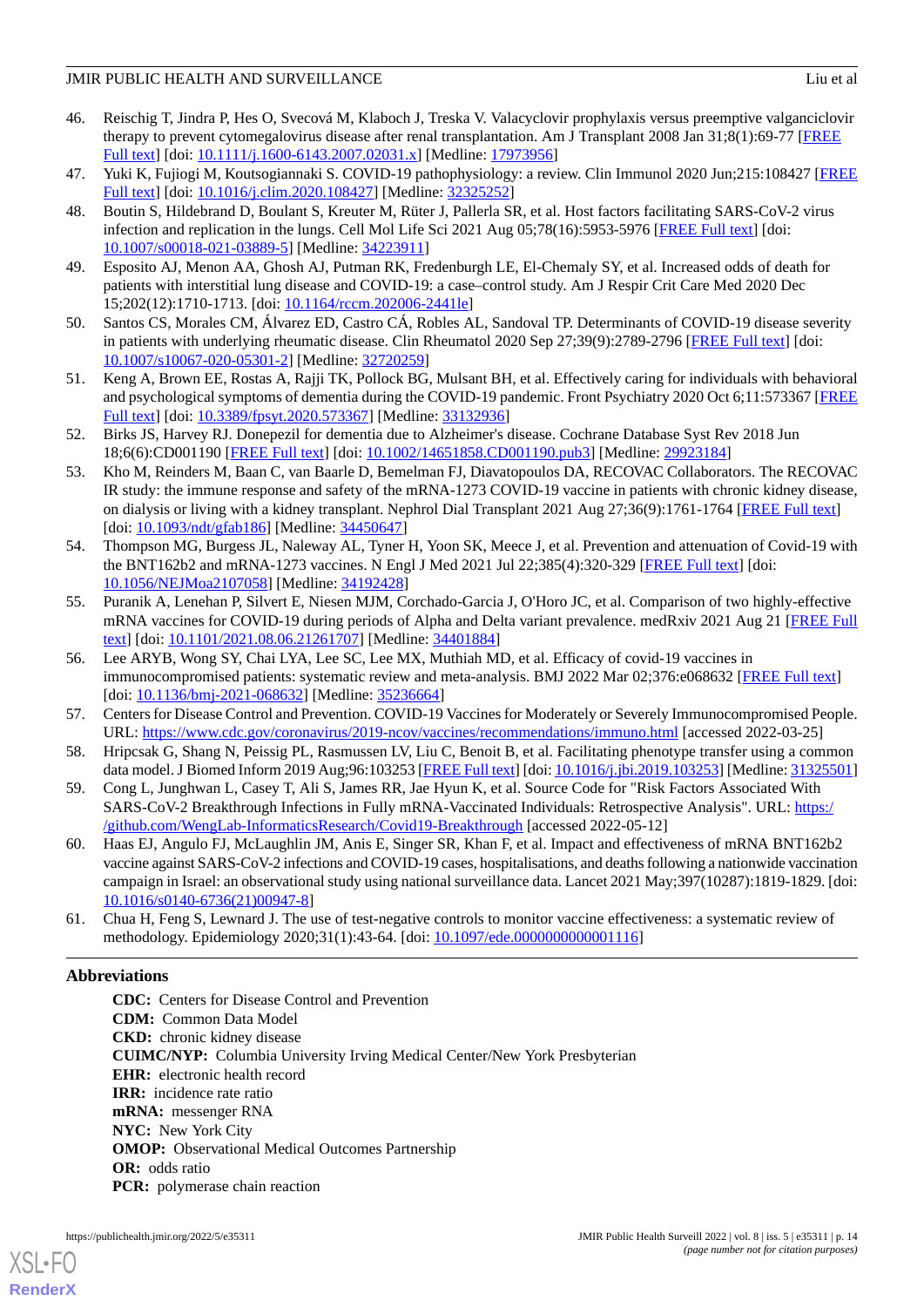46. Reischig T, Jindra P, Hes O, Svecová M, Klaboch J, Treska V. Valacyclovir prophylaxis versus preemptive valganciclovir therapy to prevent cytomegalovirus disease after renal transplantation. Am J Transplant 2008 Jan 31;8(1):69-77 [FREE Full text] [doi: 10.1111/j.1600-6143.2007.02031.x] [Medline: 17973956]
47. Yuki K, Fujiogi M, Koutsogiannaki S. COVID-19 pathophysiology: a review. Clin Immunol 2020 Jun;215:108427 [FREE Full text] [doi: 10.1016/j.clim.2020.108427] [Medline: 32325252]
48. Boutin S, Hildebrand D, Boulant S, Kreuter M, Rüter J, Pallerla SR, et al. Host factors facilitating SARS-CoV-2 virus infection and replication in the lungs. Cell Mol Life Sci 2021 Aug 05;78(16):5953-5976 [FREE Full text] [doi: 10.1007/s00018-021-03889-5] [Medline: 34223911]
49. Esposito AJ, Menon AA, Ghosh AJ, Putman RK, Fredenburgh LE, El-Chemaly SY, et al. Increased odds of death for patients with interstitial lung disease and COVID-19: a case–control study. Am J Respir Crit Care Med 2020 Dec 15;202(12):1710-1713. [doi: 10.1164/rccm.202006-2441le]
50. Santos CS, Morales CM, Álvarez ED, Castro CÁ, Robles AL, Sandoval TP. Determinants of COVID-19 disease severity in patients with underlying rheumatic disease. Clin Rheumatol 2020 Sep 27;39(9):2789-2796 [FREE Full text] [doi: 10.1007/s10067-020-05301-2] [Medline: 32720259]
51. Keng A, Brown EE, Rostas A, Rajji TK, Pollock BG, Mulsant BH, et al. Effectively caring for individuals with behavioral and psychological symptoms of dementia during the COVID-19 pandemic. Front Psychiatry 2020 Oct 6;11:573367 [FREE Full text] [doi: 10.3389/fpsyt.2020.573367] [Medline: 33132936]
52. Birks JS, Harvey RJ. Donepezil for dementia due to Alzheimer's disease. Cochrane Database Syst Rev 2018 Jun 18;6(6):CD001190 [FREE Full text] [doi: 10.1002/14651858.CD001190.pub3] [Medline: 29923184]
53. Kho M, Reinders M, Baan C, van Baarle D, Bemelman FJ, Diavatopoulos DA, RECOVAC Collaborators. The RECOVAC IR study: the immune response and safety of the mRNA-1273 COVID-19 vaccine in patients with chronic kidney disease, on dialysis or living with a kidney transplant. Nephrol Dial Transplant 2021 Aug 27;36(9):1761-1764 [FREE Full text] [doi: 10.1093/ndt/gfab186] [Medline: 34450647]
54. Thompson MG, Burgess JL, Naleway AL, Tyner H, Yoon SK, Meece J, et al. Prevention and attenuation of Covid-19 with the BNT162b2 and mRNA-1273 vaccines. N Engl J Med 2021 Jul 22;385(4):320-329 [FREE Full text] [doi: 10.1056/NEJMoa2107058] [Medline: 34192428]
55. Puranik A, Lenehan P, Silvert E, Niesen MJM, Corchado-Garcia J, O'Horo JC, et al. Comparison of two highly-effective mRNA vaccines for COVID-19 during periods of Alpha and Delta variant prevalence. medRxiv 2021 Aug 21 [FREE Full text] [doi: 10.1101/2021.08.06.21261707] [Medline: 34401884]
56. Lee ARYB, Wong SY, Chai LYA, Lee SC, Lee MX, Muthiah MD, et al. Efficacy of covid-19 vaccines in immunocompromised patients: systematic review and meta-analysis. BMJ 2022 Mar 02;376:e068632 [FREE Full text] [doi: 10.1136/bmj-2021-068632] [Medline: 35236664]
57. Centers for Disease Control and Prevention. COVID-19 Vaccines for Moderately or Severely Immunocompromised People. URL: https://www.cdc.gov/coronavirus/2019-ncov/vaccines/recommendations/immuno.html [accessed 2022-03-25]
58. Hripcsak G, Shang N, Peissig PL, Rasmussen LV, Liu C, Benoit B, et al. Facilitating phenotype transfer using a common data model. J Biomed Inform 2019 Aug;96:103253 [FREE Full text] [doi: 10.1016/j.jbi.2019.103253] [Medline: 31325501]
59. Cong L, Junghwan L, Casey T, Ali S, James RR, Jae Hyun K, et al. Source Code for "Risk Factors Associated With SARS-CoV-2 Breakthrough Infections in Fully mRNA-Vaccinated Individuals: Retrospective Analysis". URL: https://github.com/WengLab-InformaticsResearch/Covid19-Breakthrough [accessed 2022-05-12]
60. Haas EJ, Angulo FJ, McLaughlin JM, Anis E, Singer SR, Khan F, et al. Impact and effectiveness of mRNA BNT162b2 vaccine against SARS-CoV-2 infections and COVID-19 cases, hospitalisations, and deaths following a nationwide vaccination campaign in Israel: an observational study using national surveillance data. Lancet 2021 May;397(10287):1819-1829. [doi: 10.1016/s0140-6736(21)00947-8]
61. Chua H, Feng S, Lewnard J. The use of test-negative controls to monitor vaccine effectiveness: a systematic review of methodology. Epidemiology 2020;31(1):43-64. [doi: 10.1097/ede.0000000000001116]

## Abbreviations

**CDC:** Centers for Disease Control and Prevention  
**CDM:** Common Data Model  
**CKD:** chronic kidney disease  
**CUIMC/NYP:** Columbia University Irving Medical Center/New York Presbyterian  
**EHR:** electronic health record  
**IRR:** incidence rate ratio  
**mRNA:** messenger RNA  
**NYC:** New York City  
**OMOP:** Observational Medical Outcomes Partnership  
**OR:** odds ratio  
**PCR:** polymerase chain reaction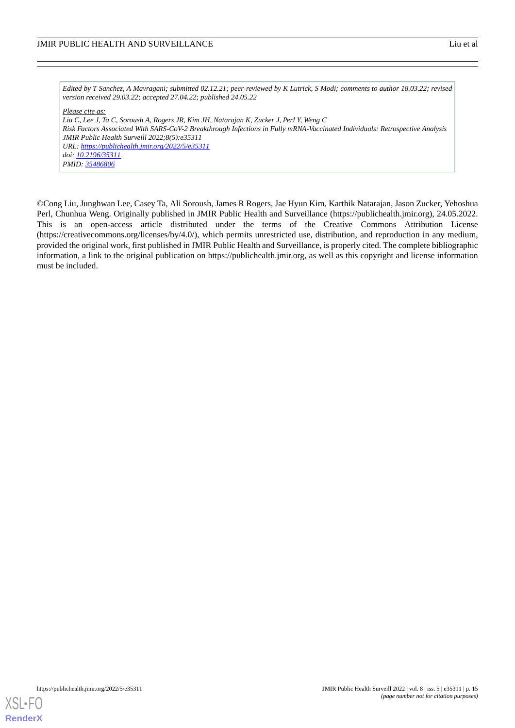*Edited by T Sanchez, A Mavragani; submitted 02.12.21; peer-reviewed by K Lutrick, S Modi; comments to author 18.03.22; revised version received 29.03.22; accepted 27.04.22; published 24.05.22*

*Please cite as:*
*Liu C, Lee J, Ta C, Soroush A, Rogers JR, Kim JH, Natarajan K, Zucker J, Perl Y, Weng C*
*Risk Factors Associated With SARS-CoV-2 Breakthrough Infections in Fully mRNA-Vaccinated Individuals: Retrospective Analysis*
*JMIR Public Health Surveill 2022;8(5):e35311*
*URL: https://publichealth.jmir.org/2022/5/e35311*
*doi: 10.2196/35311*
*PMID: 35486806*

©Cong Liu, Junghwan Lee, Casey Ta, Ali Soroush, James R Rogers, Jae Hyun Kim, Karthik Natarajan, Jason Zucker, Yehoshua Perl, Chunhua Weng. Originally published in JMIR Public Health and Surveillance (https://publichealth.jmir.org), 24.05.2022. This is an open-access article distributed under the terms of the Creative Commons Attribution License (https://creativecommons.org/licenses/by/4.0/), which permits unrestricted use, distribution, and reproduction in any medium, provided the original work, first published in JMIR Public Health and Surveillance, is properly cited. The complete bibliographic information, a link to the original publication on https://publichealth.jmir.org, as well as this copyright and license information must be included.